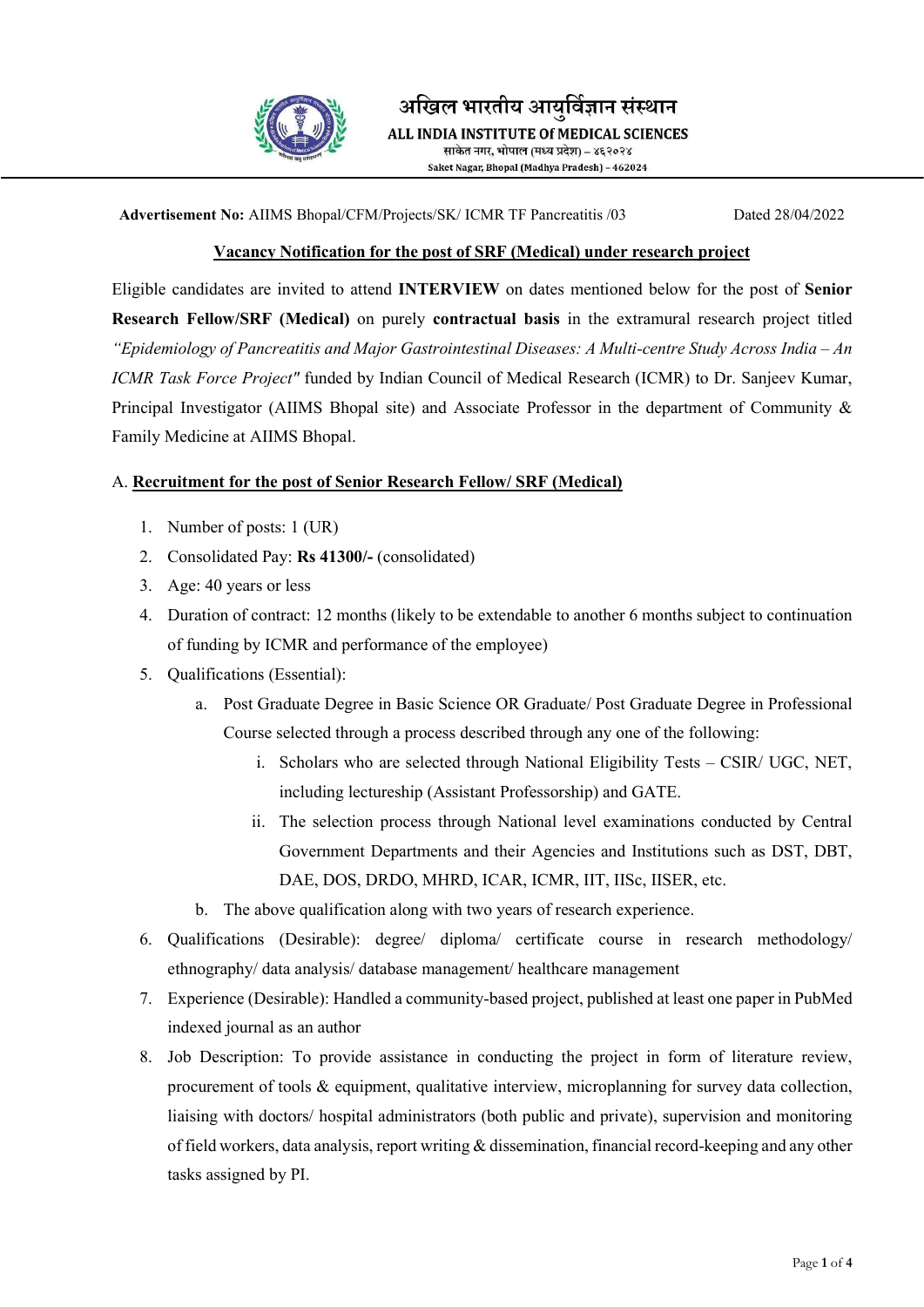अखिल भारतीय आयुर्विज्ञान संस्थान

**ALL INDIA INSTITUTE Of MEDICAL SCIENCES**

साकेत नगर, भोपाल (मध्य प्रदेश) – ४६२०२४

Saket Nagar, Bhopal (Madhya Pradesh) - 462024

**Advertisement No:** AIIMS Bhopal/CFM/Projects/SK/ ICMR TF Pancreatitis /03 Dated 28/04/2022

**Vacancy Notification for the post of SRF (Medical) under research project**

Eligible candidates are invited to attend **INTERVIEW** on dates mentioned below for the post of **Senior Research Fellow/SRF (Medical)** on purely **contractual basis** in the extramural research project titled *"Epidemiology of Pancreatitis and Major Gastrointestinal Diseases: A Multi-centre Study Across India – An ICMR Task Force Project"* funded by Indian Council of Medical Research (ICMR) to Dr. Sanjeev Kumar, Principal Investigator (AIIMS Bhopal site) and Associate Professor in the department of Community & Family Medicine at AIIMS Bhopal.

A. **Recruitment for the post of Senior Research Fellow/ SRF (Medical)**

1. Number of posts: 1 (UR)
2. Consolidated Pay: **Rs 41300/-** (consolidated)
3. Age: 40 years or less
4. Duration of contract: 12 months (likely to be extendable to another 6 months subject to continuation of funding by ICMR and performance of the employee)
5. Qualifications (Essential):
   a. Post Graduate Degree in Basic Science OR Graduate/ Post Graduate Degree in Professional Course selected through a process described through any one of the following:
      i. Scholars who are selected through National Eligibility Tests – CSIR/ UGC, NET, including lectureship (Assistant Professorship) and GATE.
      ii. The selection process through National level examinations conducted by Central Government Departments and their Agencies and Institutions such as DST, DBT, DAE, DOS, DRDO, MHRD, ICAR, ICMR, IIT, IISc, IISER, etc.
   b. The above qualification along with two years of research experience.
6. Qualifications (Desirable): degree/ diploma/ certificate course in research methodology/ ethnography/ data analysis/ database management/ healthcare management
7. Experience (Desirable): Handled a community-based project, published at least one paper in PubMed indexed journal as an author
8. Job Description: To provide assistance in conducting the project in form of literature review, procurement of tools & equipment, qualitative interview, microplanning for survey data collection, liaising with doctors/ hospital administrators (both public and private), supervision and monitoring of field workers, data analysis, report writing & dissemination, financial record-keeping and any other tasks assigned by PI.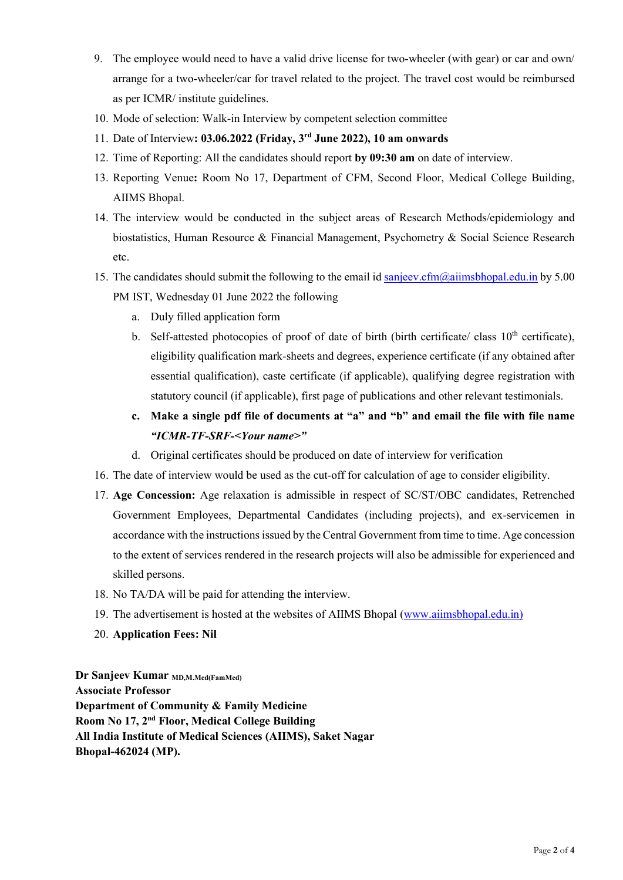9. The employee would need to have a valid drive license for two-wheeler (with gear) or car and own/ arrange for a two-wheeler/car for travel related to the project. The travel cost would be reimbursed as per ICMR/ institute guidelines.
10. Mode of selection: Walk-in Interview by competent selection committee
11. Date of Interview**: 03.06.2022 (Friday, 3rd June 2022), 10 am onwards**
12. Time of Reporting: All the candidates should report **by 09:30 am** on date of interview.
13. Reporting Venue**:** Room No 17, Department of CFM, Second Floor, Medical College Building, AIIMS Bhopal.
14. The interview would be conducted in the subject areas of Research Methods/epidemiology and biostatistics, Human Resource & Financial Management, Psychometry & Social Science Research etc.
15. The candidates should submit the following to the email id sanjeev.cfm@aiimsbhopal.edu.in by 5.00 PM IST, Wednesday 01 June 2022 the following
    a. Duly filled application form
    b. Self-attested photocopies of proof of date of birth (birth certificate/ class 10th certificate), eligibility qualification mark-sheets and degrees, experience certificate (if any obtained after essential qualification), caste certificate (if applicable), qualifying degree registration with statutory council (if applicable), first page of publications and other relevant testimonials.
    c. **Make a single pdf file of documents at "a" and "b" and email the file with file name *"ICMR-TF-SRF-<Your name>"***
    d. Original certificates should be produced on date of interview for verification
16. The date of interview would be used as the cut-off for calculation of age to consider eligibility.
17. **Age Concession:** Age relaxation is admissible in respect of SC/ST/OBC candidates, Retrenched Government Employees, Departmental Candidates (including projects), and ex-servicemen in accordance with the instructions issued by the Central Government from time to time. Age concession to the extent of services rendered in the research projects will also be admissible for experienced and skilled persons.
18. No TA/DA will be paid for attending the interview.
19. The advertisement is hosted at the websites of AIIMS Bhopal (www.aiimsbhopal.edu.in)
20. **Application Fees: Nil**

**Dr Sanjeev Kumar** MD,M.Med(FamMed)
**Associate Professor**
**Department of Community & Family Medicine**
**Room No 17, 2nd Floor, Medical College Building**
**All India Institute of Medical Sciences (AIIMS), Saket Nagar**
**Bhopal-462024 (MP).**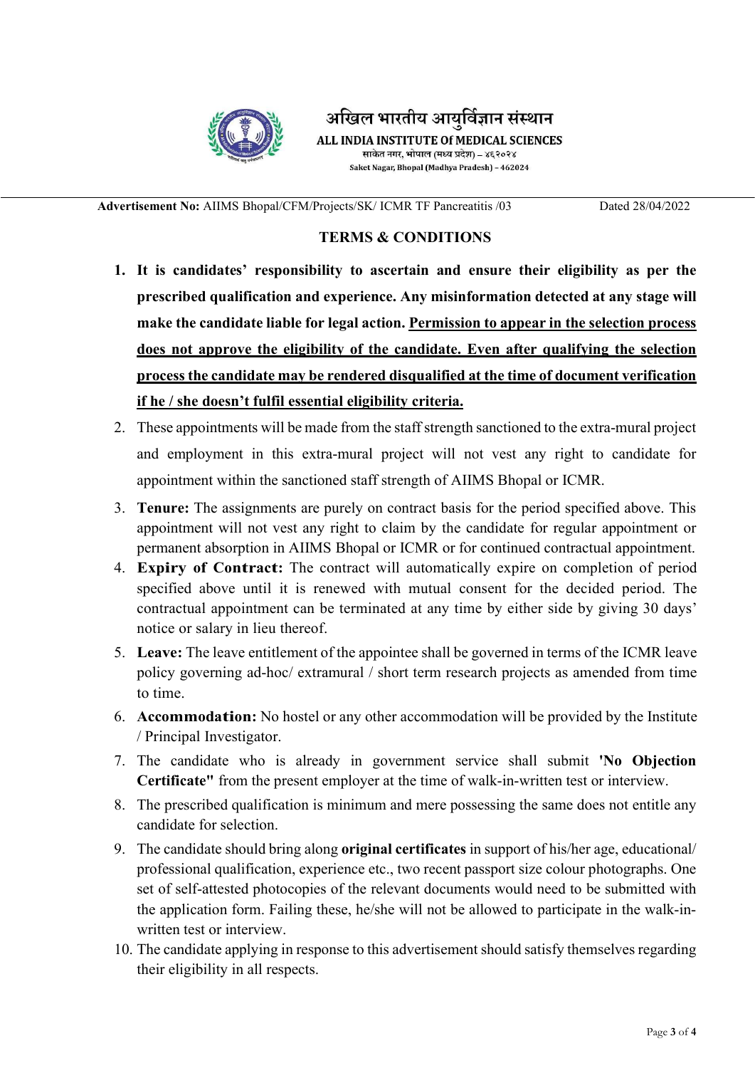अखिल भारतीय आयुर्विज्ञान संस्थान

**ALL INDIA INSTITUTE Of MEDICAL SCIENCES**

साकेत नगर, भोपाल (मध्य प्रदेश) – ४६२०२४

Saket Nagar, Bhopal (Madhya Pradesh) – 462024

**Advertisement No:** AIIMS Bhopal/CFM/Projects/SK/ ICMR TF Pancreatitis /03 Dated 28/04/2022

## TERMS & CONDITIONS

1. **It is candidates' responsibility to ascertain and ensure their eligibility as per the prescribed qualification and experience. Any misinformation detected at any stage will make the candidate liable for legal action. <u>Permission to appear in the selection process does not approve the eligibility of the candidate. Even after qualifying the selection process the candidate may be rendered disqualified at the time of document verification if he / she doesn't fulfil essential eligibility criteria.</u>**
2. These appointments will be made from the staff strength sanctioned to the extra-mural project and employment in this extra-mural project will not vest any right to candidate for appointment within the sanctioned staff strength of AIIMS Bhopal or ICMR.
3. **Tenure:** The assignments are purely on contract basis for the period specified above. This appointment will not vest any right to claim by the candidate for regular appointment or permanent absorption in AIIMS Bhopal or ICMR or for continued contractual appointment.
4. **Expiry of Contract:** The contract will automatically expire on completion of period specified above until it is renewed with mutual consent for the decided period. The contractual appointment can be terminated at any time by either side by giving 30 days' notice or salary in lieu thereof.
5. **Leave:** The leave entitlement of the appointee shall be governed in terms of the ICMR leave policy governing ad-hoc/ extramural / short term research projects as amended from time to time.
6. **Accommodation:** No hostel or any other accommodation will be provided by the Institute / Principal Investigator.
7. The candidate who is already in government service shall submit **'No Objection Certificate"** from the present employer at the time of walk-in-written test or interview.
8. The prescribed qualification is minimum and mere possessing the same does not entitle any candidate for selection.
9. The candidate should bring along **original certificates** in support of his/her age, educational/ professional qualification, experience etc., two recent passport size colour photographs. One set of self-attested photocopies of the relevant documents would need to be submitted with the application form. Failing these, he/she will not be allowed to participate in the walk-in-written test or interview.
10. The candidate applying in response to this advertisement should satisfy themselves regarding their eligibility in all respects.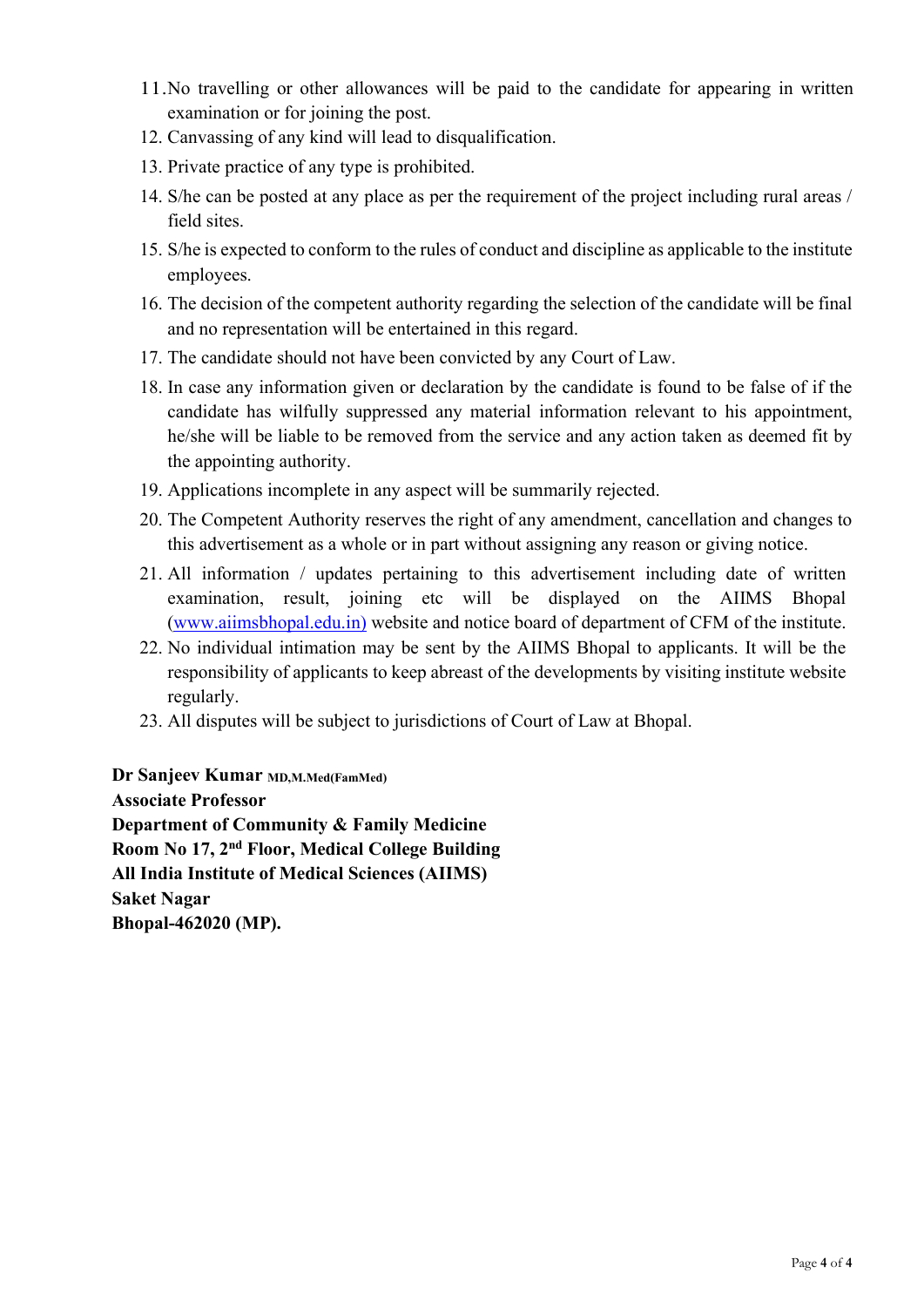11. No travelling or other allowances will be paid to the candidate for appearing in written examination or for joining the post.
12. Canvassing of any kind will lead to disqualification.
13. Private practice of any type is prohibited.
14. S/he can be posted at any place as per the requirement of the project including rural areas / field sites.
15. S/he is expected to conform to the rules of conduct and discipline as applicable to the institute employees.
16. The decision of the competent authority regarding the selection of the candidate will be final and no representation will be entertained in this regard.
17. The candidate should not have been convicted by any Court of Law.
18. In case any information given or declaration by the candidate is found to be false of if the candidate has wilfully suppressed any material information relevant to his appointment, he/she will be liable to be removed from the service and any action taken as deemed fit by the appointing authority.
19. Applications incomplete in any aspect will be summarily rejected.
20. The Competent Authority reserves the right of any amendment, cancellation and changes to this advertisement as a whole or in part without assigning any reason or giving notice.
21. All information / updates pertaining to this advertisement including date of written examination, result, joining etc will be displayed on the AIIMS Bhopal (www.aiimsbhopal.edu.in) website and notice board of department of CFM of the institute.
22. No individual intimation may be sent by the AIIMS Bhopal to applicants. It will be the responsibility of applicants to keep abreast of the developments by visiting institute website regularly.
23. All disputes will be subject to jurisdictions of Court of Law at Bhopal.

**Dr Sanjeev Kumar** **MD,M.Med(FamMed)**
**Associate Professor**
**Department of Community & Family Medicine**
**Room No 17, 2nd Floor, Medical College Building**
**All India Institute of Medical Sciences (AIIMS)**
**Saket Nagar**
**Bhopal-462020 (MP).**